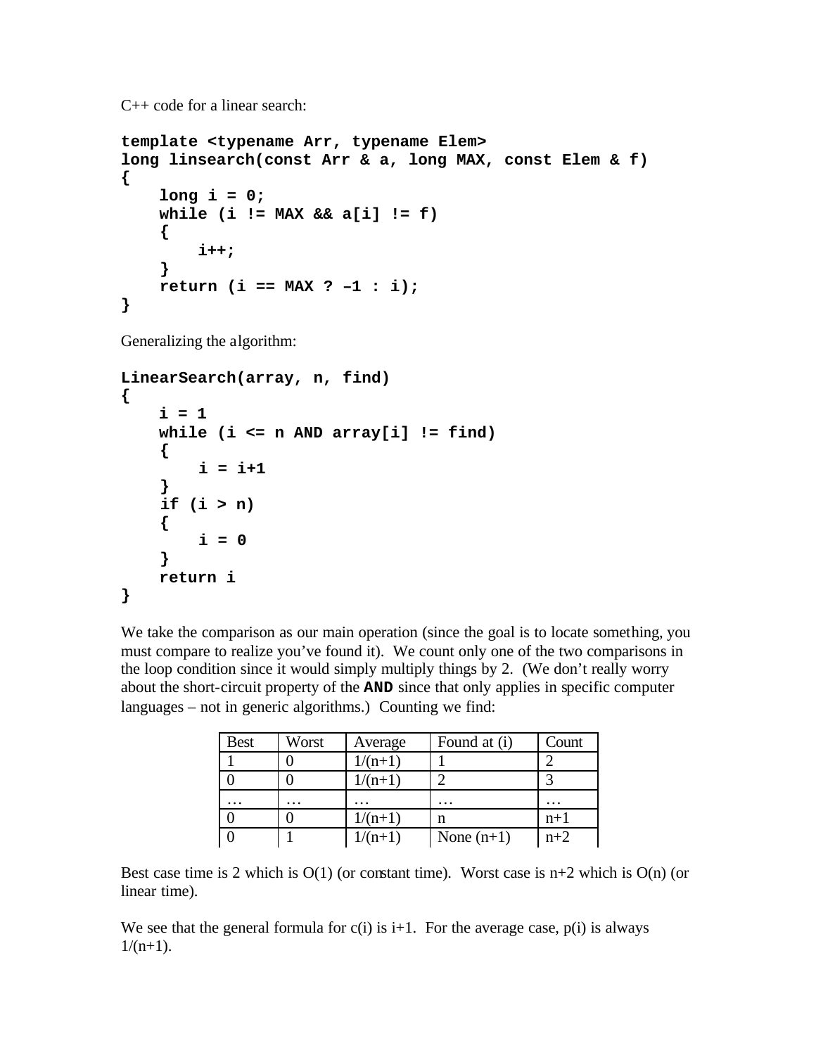C++ code for a linear search:

```
template <typename Arr, typename Elem>
long linsearch(const Arr & a, long MAX, const Elem & f)
{
    long i = 0;
    while (i != MAX && a[i] != f)
    {
        i++;
    }
    return (i == MAX ? –1 : i);
}
```

Generalizing the algorithm:

```
LinearSearch(array, n, find)
{
    i = 1
    while (i <= n AND array[i] != find)
    {
        i = i+1
    }
    if (i > n)
    {
        i = 0
    }
    return i
}
```

We take the comparison as our main operation (since the goal is to locate something, you must compare to realize you've found it). We count only one of the two comparisons in the loop condition since it would simply multiply things by 2. (We don't really worry about the short-circuit property of the **AND** since that only applies in specific computer languages – not in generic algorithms.) Counting we find:

| Best | Worst | Average | Found at (i) | Count |
|---|---|---|---|---|
| 1 | 0 | 1/(n+1) | 1 | 2 |
| 0 | 0 | 1/(n+1) | 2 | 3 |
| … | … | … | … | … |
| 0 | 0 | 1/(n+1) | n | n+1 |
| 0 | 1 | 1/(n+1) | None (n+1) | n+2 |

Best case time is 2 which is O(1) (or constant time). Worst case is n+2 which is O(n) (or linear time).

We see that the general formula for c(i) is i+1. For the average case, p(i) is always 1/(n+1).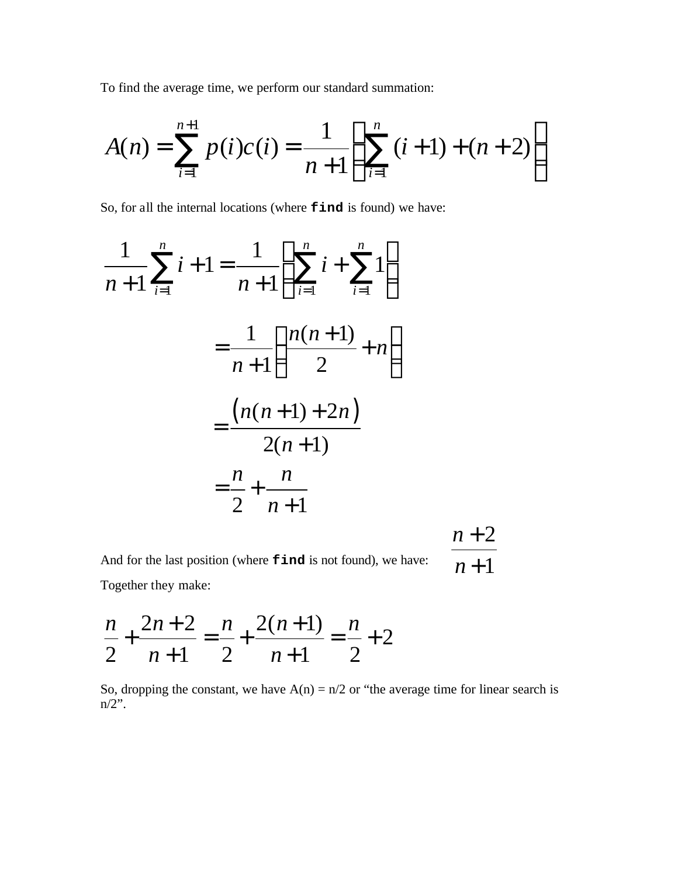To find the average time, we perform our standard summation:

$$A(n) = \sum_{i=1}^{n+1} p(i)c(i) = \frac{1}{n+1}\left(\sum_{i=1}^{n}(i+1) + (n+2)\right)$$

So, for all the internal locations (where **`find`** is found) we have:

$$\frac{1}{n+1}\sum_{i=1}^{n} i+1 = \frac{1}{n+1}\left(\sum_{i=1}^{n} i + \sum_{i=1}^{n} 1\right)$$

$$= \frac{1}{n+1}\left(\frac{n(n+1)}{2} + n\right)$$

$$= \frac{\left(n(n+1) + 2n\right)}{2(n+1)}$$

$$= \frac{n}{2} + \frac{n}{n+1}$$

And for the last position (where **`find`** is not found), we have: $\frac{n+2}{n+1}$

Together they make:

$$\frac{n}{2} + \frac{2n+2}{n+1} = \frac{n}{2} + \frac{2(n+1)}{n+1} = \frac{n}{2} + 2$$

So, dropping the constant, we have A(n) = n/2 or "the average time for linear search is n/2".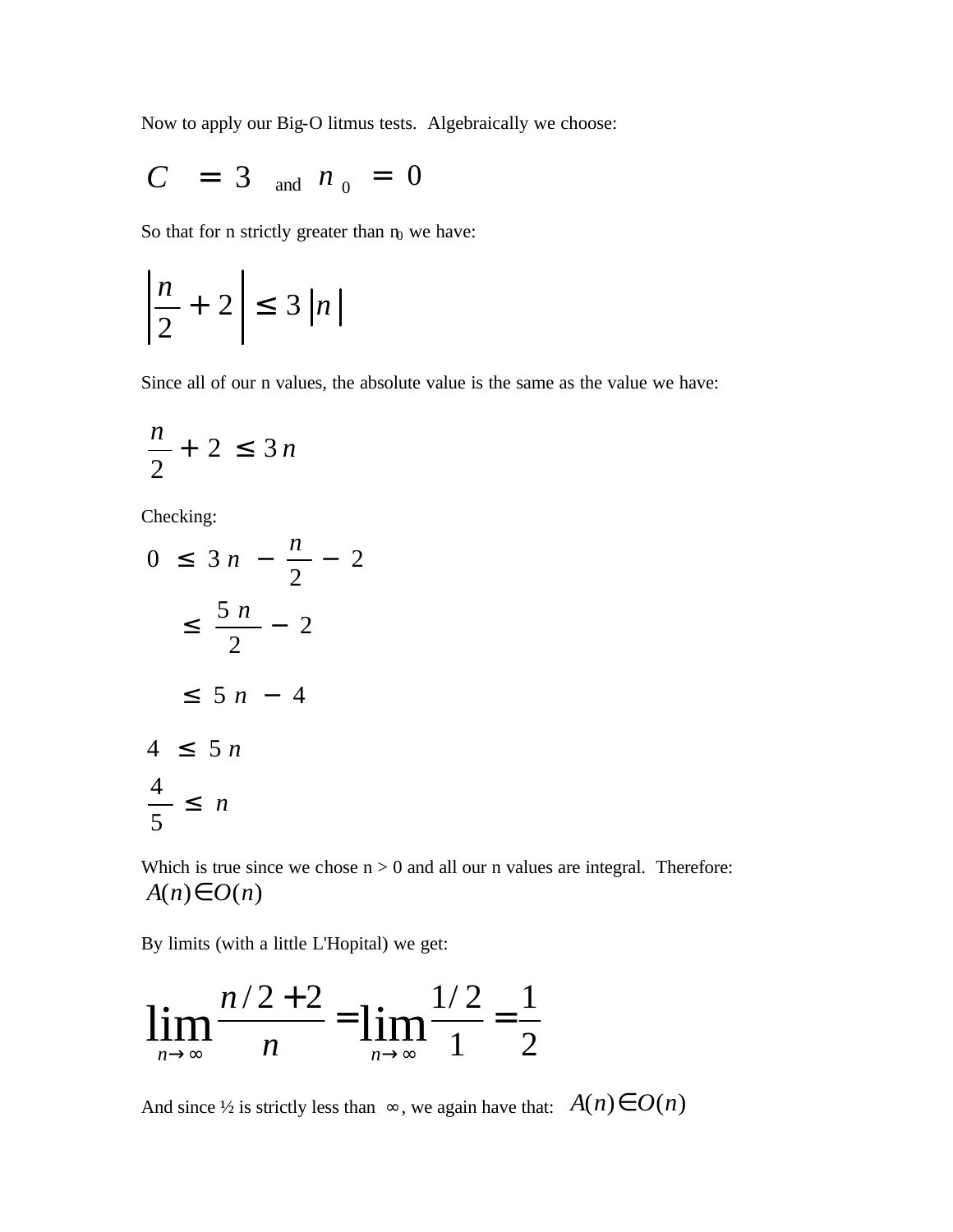Now to apply our Big-O litmus tests. Algebraically we choose:

$$C = 3 \quad \text{and} \quad n_0 = 0$$

So that for n strictly greater than $n_0$ we have:

$$\left| \frac{n}{2} + 2 \right| \le 3 \left| n \right|$$

Since all of our n values, the absolute value is the same as the value we have:

$$\frac{n}{2} + 2 \le 3n$$

Checking:

$$
\begin{aligned}
0 &\le 3n - \frac{n}{2} - 2 \\
&\le \frac{5n}{2} - 2 \\
&\le 5n - 4
\end{aligned}
$$

$$4 \le 5n$$

$$\frac{4}{5} \le n$$

Which is true since we chose n > 0 and all our n values are integral. Therefore:
$A(n) \in O(n)$

By limits (with a little L'Hopital) we get:

$$\lim_{n \to \infty} \frac{n/2 + 2}{n} = \lim_{n \to \infty} \frac{1/2}{1} = \frac{1}{2}$$

And since ½ is strictly less than $\infty$, we again have that: $A(n) \in O(n)$